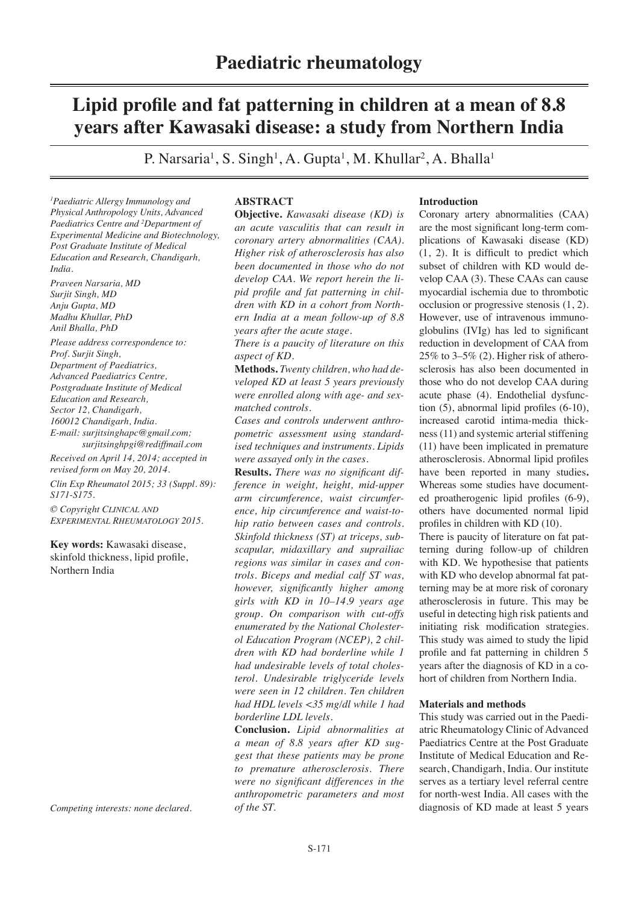# Paediatric rheumatology

# Lipid profile and fat patterning in children at a mean of 8.8 years after Kawasaki disease: a study from Northern India

P. Narsaria[1], S. Singh[1], A. Gupta[1], M. Khullar[2], A. Bhalla[1]

*[1]Paediatric Allergy Immunology and Physical Anthropology Units, Advanced Paediatrics Centre and [2]Department of Experimental Medicine and Biotechnology, Post Graduate Institute of Medical Education and Research, Chandigarh, India.*

*Praveen Narsaria, MD*
*Surjit Singh, MD*
*Anju Gupta, MD*
*Madhu Khullar, PhD*
*Anil Bhalla, PhD*

*Please address correspondence to:*
*Prof. Surjit Singh,*
*Department of Paediatrics,*
*Advanced Paediatrics Centre,*
*Postgraduate Institute of Medical Education and Research,*
*Sector 12, Chandigarh,*
*160012 Chandigarh, India.*
*E-mail: surjitsinghapc@gmail.com; surjitsinghpgi@rediffmail.com*

*Received on April 14, 2014; accepted in revised form on May 20, 2014.*

*Clin Exp Rheumatol 2015; 33 (Suppl. 89): S171-S175.*

*© Copyright Clinical and Experimental Rheumatology 2015.*

**Key words:** Kawasaki disease, skinfold thickness, lipid profile, Northern India

*Competing interests: none declared.*

## ABSTRACT

**Objective.** *Kawasaki disease (KD) is an acute vasculitis that can result in coronary artery abnormalities (CAA). Higher risk of atherosclerosis has also been documented in those who do not develop CAA. We report herein the lipid profile and fat patterning in children with KD in a cohort from Northern India at a mean follow-up of 8.8 years after the acute stage.*

*There is a paucity of literature on this aspect of KD.*

**Methods.** *Twenty children, who had developed KD at least 5 years previously were enrolled along with age- and sex-matched controls.*

*Cases and controls underwent anthropometric assessment using standardised techniques and instruments. Lipids were assayed only in the cases.*

**Results.** *There was no significant difference in weight, height, mid-upper arm circumference, waist circumference, hip circumference and waist-to-hip ratio between cases and controls. Skinfold thickness (ST) at triceps, subscapular, midaxillary and suprailiac regions was similar in cases and controls. Biceps and medial calf ST was, however, significantly higher among girls with KD in 10–14.9 years age group. On comparison with cut-offs enumerated by the National Cholesterol Education Program (NCEP), 2 children with KD had borderline while 1 had undesirable levels of total cholesterol. Undesirable triglyceride levels were seen in 12 children. Ten children had HDL levels <35 mg/dl while 1 had borderline LDL levels.*

**Conclusion.** *Lipid abnormalities at a mean of 8.8 years after KD suggest that these patients may be prone to premature atherosclerosis. There were no significant differences in the anthropometric parameters and most of the ST.*

## Introduction

Coronary artery abnormalities (CAA) are the most significant long-term complications of Kawasaki disease (KD) (1, 2). It is difficult to predict which subset of children with KD would develop CAA (3). These CAAs can cause myocardial ischemia due to thrombotic occlusion or progressive stenosis (1, 2). However, use of intravenous immunoglobulins (IVIg) has led to significant reduction in development of CAA from 25% to 3–5% (2). Higher risk of atherosclerosis has also been documented in those who do not develop CAA during acute phase (4). Endothelial dysfunction (5), abnormal lipid profiles (6-10), increased carotid intima-media thickness (11) and systemic arterial stiffening (11) have been implicated in premature atherosclerosis. Abnormal lipid profiles have been reported in many studies**.** Whereas some studies have documented proatherogenic lipid profiles (6-9), others have documented normal lipid profiles in children with KD (10).

There is paucity of literature on fat patterning during follow-up of children with KD. We hypothesise that patients with KD who develop abnormal fat patterning may be at more risk of coronary atherosclerosis in future. This may be useful in detecting high risk patients and initiating risk modification strategies. This study was aimed to study the lipid profile and fat patterning in children 5 years after the diagnosis of KD in a cohort of children from Northern India.

## Materials and methods

This study was carried out in the Paediatric Rheumatology Clinic of Advanced Paediatrics Centre at the Post Graduate Institute of Medical Education and Research, Chandigarh, India. Our institute serves as a tertiary level referral centre for north-west India. All cases with the diagnosis of KD made at least 5 years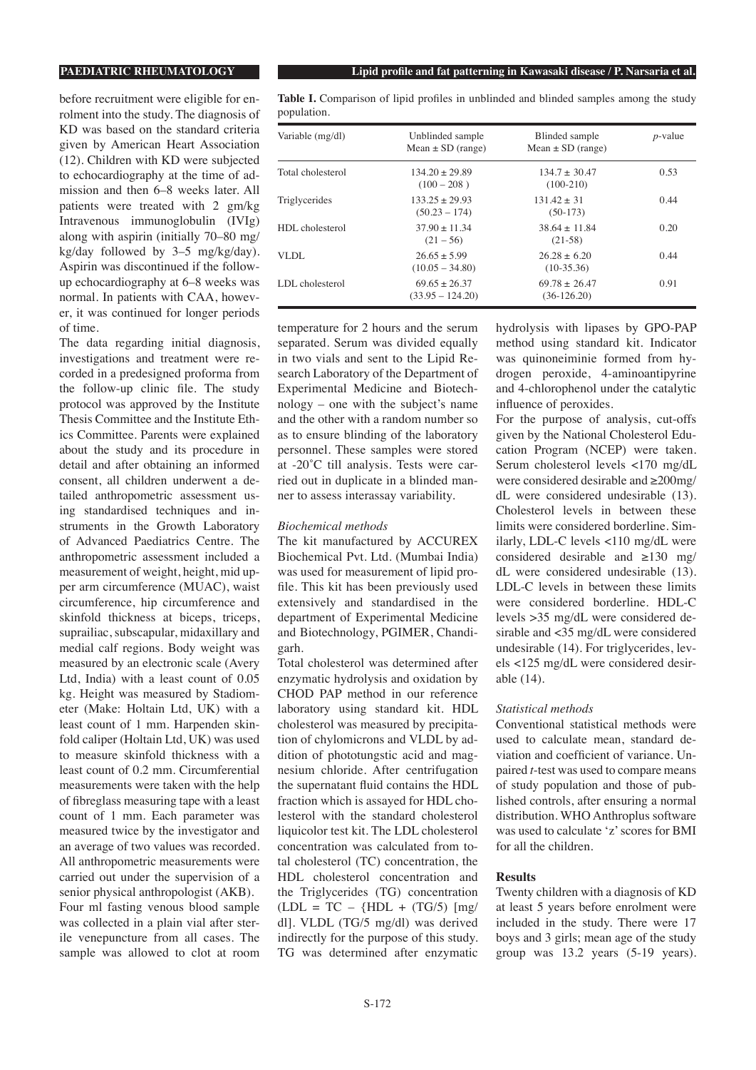before recruitment were eligible for enrolment into the study. The diagnosis of KD was based on the standard criteria given by American Heart Association (12). Children with KD were subjected to echocardiography at the time of admission and then 6–8 weeks later. All patients were treated with 2 gm/kg Intravenous immunoglobulin (IVIg) along with aspirin (initially 70–80 mg/kg/day followed by 3–5 mg/kg/day). Aspirin was discontinued if the follow-up echocardiography at 6–8 weeks was normal. In patients with CAA, however, it was continued for longer periods of time.

The data regarding initial diagnosis, investigations and treatment were recorded in a predesigned proforma from the follow-up clinic file. The study protocol was approved by the Institute Thesis Committee and the Institute Ethics Committee. Parents were explained about the study and its procedure in detail and after obtaining an informed consent, all children underwent a detailed anthropometric assessment using standardised techniques and instruments in the Growth Laboratory of Advanced Paediatrics Centre. The anthropometric assessment included a measurement of weight, height, mid upper arm circumference (MUAC), waist circumference, hip circumference and skinfold thickness at biceps, triceps, suprailiac, subscapular, midaxillary and medial calf regions. Body weight was measured by an electronic scale (Avery Ltd, India) with a least count of 0.05 kg. Height was measured by Stadiometer (Make: Holtain Ltd, UK) with a least count of 1 mm. Harpenden skinfold caliper (Holtain Ltd, UK) was used to measure skinfold thickness with a least count of 0.2 mm. Circumferential measurements were taken with the help of fibreglass measuring tape with a least count of 1 mm. Each parameter was measured twice by the investigator and an average of two values was recorded. All anthropometric measurements were carried out under the supervision of a senior physical anthropologist (AKB).

Four ml fasting venous blood sample was collected in a plain vial after sterile venepuncture from all cases. The sample was allowed to clot at room temperature for 2 hours and the serum separated. Serum was divided equally in two vials and sent to the Lipid Research Laboratory of the Department of Experimental Medicine and Biotechnology – one with the subject's name and the other with a random number so as to ensure blinding of the laboratory personnel. These samples were stored at -20˚C till analysis. Tests were carried out in duplicate in a blinded manner to assess interassay variability.

**Table I.** Comparison of lipid profiles in unblinded and blinded samples among the study population.

| Variable (mg/dl) | Unblinded sample Mean ± SD (range) | Blinded sample Mean ± SD (range) | *p*-value |
|---|---|---|---|
| Total cholesterol | 134.20 ± 29.89 (100 – 208 ) | 134.7 ± 30.47 (100-210) | 0.53 |
| Triglycerides | 133.25 ± 29.93 (50.23 – 174) | 131.42 ± 31 (50-173) | 0.44 |
| HDL cholesterol | 37.90 ± 11.34 (21 – 56) | 38.64 ± 11.84 (21-58) | 0.20 |
| VLDL | 26.65 ± 5.99 (10.05 – 34.80) | 26.28 ± 6.20 (10-35.36) | 0.44 |
| LDL cholesterol | 69.65 ± 26.37 (33.95 – 124.20) | 69.78 ± 26.47 (36-126.20) | 0.91 |

*Biochemical methods*

The kit manufactured by ACCUREX Biochemical Pvt. Ltd. (Mumbai India) was used for measurement of lipid profile. This kit has been previously used extensively and standardised in the department of Experimental Medicine and Biotechnology, PGIMER, Chandigarh.

Total cholesterol was determined after enzymatic hydrolysis and oxidation by CHOD PAP method in our reference laboratory using standard kit. HDL cholesterol was measured by precipitation of chylomicrons and VLDL by addition of phototungstic acid and magnesium chloride. After centrifugation the supernatant fluid contains the HDL fraction which is assayed for HDL cholesterol with the standard cholesterol liquicolor test kit. The LDL cholesterol concentration was calculated from total cholesterol (TC) concentration, the HDL cholesterol concentration and the Triglycerides (TG) concentration (LDL = TC – {HDL + (TG/5) [mg/dl]. VLDL (TG/5 mg/dl) was derived indirectly for the purpose of this study. TG was determined after enzymatic hydrolysis with lipases by GPO-PAP method using standard kit. Indicator was quinoneiminie formed from hydrogen peroxide, 4-aminoantipyrine and 4-chlorophenol under the catalytic influence of peroxides.

For the purpose of analysis, cut-offs given by the National Cholesterol Education Program (NCEP) were taken. Serum cholesterol levels <170 mg/dL were considered desirable and ≥200mg/dL were considered undesirable (13). Cholesterol levels in between these limits were considered borderline. Similarly, LDL-C levels <110 mg/dL were considered desirable and ≥130 mg/dL were considered undesirable (13). LDL-C levels in between these limits were considered borderline. HDL-C levels >35 mg/dL were considered desirable and <35 mg/dL were considered undesirable (14). For triglycerides, levels <125 mg/dL were considered desirable (14).

*Statistical methods*

Conventional statistical methods were used to calculate mean, standard deviation and coefficient of variance. Unpaired *t*-test was used to compare means of study population and those of published controls, after ensuring a normal distribution. WHO Anthroplus software was used to calculate 'z' scores for BMI for all the children.

## Results

Twenty children with a diagnosis of KD at least 5 years before enrolment were included in the study. There were 17 boys and 3 girls; mean age of the study group was 13.2 years (5-19 years).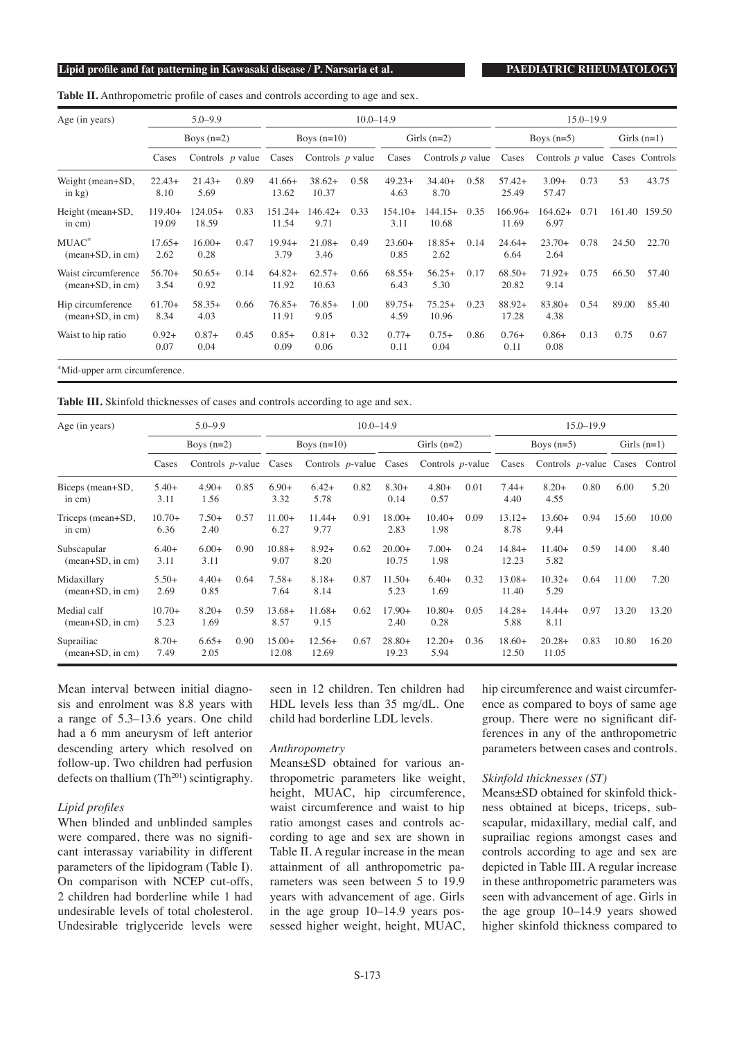**Table II.** Anthropometric profile of cases and controls according to age and sex.

| Age (in years) | 5.0–9.9 | | | 10.0–14.9 | | | | | | 15.0–19.9 | | | | |
|---|---|---|---|---|---|---|---|---|---|---|---|---|---|---|
| | Boys (n=2) | | | Boys (n=10) | | | Girls (n=2) | | | Boys (n=5) | | | Girls (n=1) | |
| | Cases | Controls | *p* value | Cases | Controls | *p* value | Cases | Controls | *p* value | Cases | Controls | *p* value | Cases | Controls |
| Weight (mean+SD, in kg) | 22.43+ 8.10 | 21.43+ 5.69 | 0.89 | 41.66+ 13.62 | 38.62+ 10.37 | 0.58 | 49.23+ 4.63 | 34.40+ 8.70 | 0.58 | 57.42+ 25.49 | 3.09+ 57.47 | 0.73 | 53 | 43.75 |
| Height (mean+SD, in cm) | 119.40+ 19.09 | 124.05+ 18.59 | 0.83 | 151.24+ 11.54 | 146.42+ 9.71 | 0.33 | 154.10+ 3.11 | 144.15+ 10.68 | 0.35 | 166.96+ 11.69 | 164.62+ 6.97 | 0.71 | 161.40 | 159.50 |
| MUAC* (mean+SD, in cm) | 17.65+ 2.62 | 16.00+ 0.28 | 0.47 | 19.94+ 3.79 | 21.08+ 3.46 | 0.49 | 23.60+ 0.85 | 18.85+ 2.62 | 0.14 | 24.64+ 6.64 | 23.70+ 2.64 | 0.78 | 24.50 | 22.70 |
| Waist circumference (mean+SD, in cm) | 56.70+ 3.54 | 50.65+ 0.92 | 0.14 | 64.82+ 11.92 | 62.57+ 10.63 | 0.66 | 68.55+ 6.43 | 56.25+ 5.30 | 0.17 | 68.50+ 20.82 | 71.92+ 9.14 | 0.75 | 66.50 | 57.40 |
| Hip circumference (mean+SD, in cm) | 61.70+ 8.34 | 58.35+ 4.03 | 0.66 | 76.85+ 11.91 | 76.85+ 9.05 | 1.00 | 89.75+ 4.59 | 75.25+ 10.96 | 0.23 | 88.92+ 17.28 | 83.80+ 4.38 | 0.54 | 89.00 | 85.40 |
| Waist to hip ratio | 0.92+ 0.07 | 0.87+ 0.04 | 0.45 | 0.85+ 0.09 | 0.81+ 0.06 | 0.32 | 0.77+ 0.11 | 0.75+ 0.04 | 0.86 | 0.76+ 0.11 | 0.86+ 0.08 | 0.13 | 0.75 | 0.67 |

*Mid-upper arm circumference.

**Table III.** Skinfold thicknesses of cases and controls according to age and sex.

| Age (in years) | 5.0–9.9 | | | 10.0–14.9 | | | | | | 15.0–19.9 | | | | |
|---|---|---|---|---|---|---|---|---|---|---|---|---|---|---|
| | Boys (n=2) | | | Boys (n=10) | | | Girls (n=2) | | | Boys (n=5) | | | Girls (n=1) | |
| | Cases | Controls | *p*-value | Cases | Controls | *p*-value | Cases | Controls | *p*-value | Cases | Controls | *p*-value | Cases | Control |
| Biceps (mean+SD, in cm) | 5.40+ 3.11 | 4.90+ 1.56 | 0.85 | 6.90+ 3.32 | 6.42+ 5.78 | 0.82 | 8.30+ 0.14 | 4.80+ 0.57 | 0.01 | 7.44+ 4.40 | 8.20+ 4.55 | 0.80 | 6.00 | 5.20 |
| Triceps (mean+SD, in cm) | 10.70+ 6.36 | 7.50+ 2.40 | 0.57 | 11.00+ 6.27 | 11.44+ 9.77 | 0.91 | 18.00+ 2.83 | 10.40+ 1.98 | 0.09 | 13.12+ 8.78 | 13.60+ 9.44 | 0.94 | 15.60 | 10.00 |
| Subscapular (mean+SD, in cm) | 6.40+ 3.11 | 6.00+ 3.11 | 0.90 | 10.88+ 9.07 | 8.92+ 8.20 | 0.62 | 20.00+ 10.75 | 7.00+ 1.98 | 0.24 | 14.84+ 12.23 | 11.40+ 5.82 | 0.59 | 14.00 | 8.40 |
| Midaxillary (mean+SD, in cm) | 5.50+ 2.69 | 4.40+ 0.85 | 0.64 | 7.58+ 7.64 | 8.18+ 8.14 | 0.87 | 11.50+ 5.23 | 6.40+ 1.69 | 0.32 | 13.08+ 11.40 | 10.32+ 5.29 | 0.64 | 11.00 | 7.20 |
| Medial calf (mean+SD, in cm) | 10.70+ 5.23 | 8.20+ 1.69 | 0.59 | 13.68+ 8.57 | 11.68+ 9.15 | 0.62 | 17.90+ 2.40 | 10.80+ 0.28 | 0.05 | 14.28+ 5.88 | 14.44+ 8.11 | 0.97 | 13.20 | 13.20 |
| Suprailiac (mean+SD, in cm) | 8.70+ 7.49 | 6.65+ 2.05 | 0.90 | 15.00+ 12.08 | 12.56+ 12.69 | 0.67 | 28.80+ 19.23 | 12.20+ 5.94 | 0.36 | 18.60+ 12.50 | 20.28+ 11.05 | 0.83 | 10.80 | 16.20 |

Mean interval between initial diagnosis and enrolment was 8.8 years with a range of 5.3–13.6 years. One child had a 6 mm aneurysm of left anterior descending artery which resolved on follow-up. Two children had perfusion defects on thallium ($Th^{201}$) scintigraphy.

*Lipid profiles*

When blinded and unblinded samples were compared, there was no significant interassay variability in different parameters of the lipidogram (Table I). On comparison with NCEP cut-offs, 2 children had borderline while 1 had undesirable levels of total cholesterol. Undesirable triglyceride levels were seen in 12 children. Ten children had HDL levels less than 35 mg/dL. One child had borderline LDL levels.

*Anthropometry*

Means±SD obtained for various anthropometric parameters like weight, height, MUAC, hip circumference, waist circumference and waist to hip ratio amongst cases and controls according to age and sex are shown in Table II. A regular increase in the mean attainment of all anthropometric parameters was seen between 5 to 19.9 years with advancement of age. Girls in the age group 10–14.9 years possessed higher weight, height, MUAC, hip circumference and waist circumference as compared to boys of same age group. There were no significant differences in any of the anthropometric parameters between cases and controls.

*Skinfold thicknesses (ST)*

Means±SD obtained for skinfold thickness obtained at biceps, triceps, subscapular, midaxillary, medial calf, and suprailiac regions amongst cases and controls according to age and sex are depicted in Table III. A regular increase in these anthropometric parameters was seen with advancement of age. Girls in the age group 10–14.9 years showed higher skinfold thickness compared to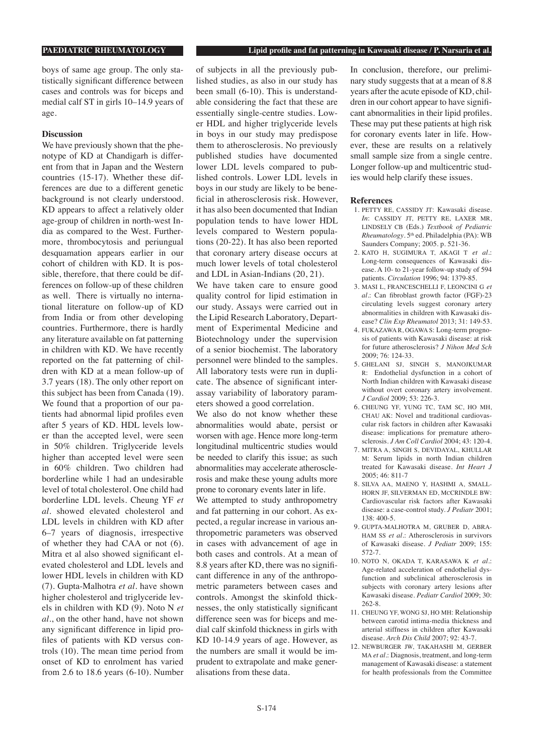boys of same age group. The only statistically significant difference between cases and controls was for biceps and medial calf ST in girls 10–14.9 years of age.

### Discussion

We have previously shown that the phenotype of KD at Chandigarh is different from that in Japan and the Western countries (15-17). Whether these differences are due to a different genetic background is not clearly understood. KD appears to affect a relatively older age-group of children in north-west India as compared to the West. Furthermore, thrombocytosis and periungual desquamation appears earlier in our cohort of children with KD. It is possible, therefore, that there could be differences on follow-up of these children as well. There is virtually no international literature on follow-up of KD from India or from other developing countries. Furthermore, there is hardly any literature available on fat patterning in children with KD. We have recently reported on the fat patterning of children with KD at a mean follow-up of 3.7 years (18). The only other report on this subject has been from Canada (19). We found that a proportion of our patients had abnormal lipid profiles even after 5 years of KD. HDL levels lower than the accepted level, were seen in 50% children. Triglyceride levels higher than accepted level were seen in 60% children. Two children had borderline while 1 had an undesirable level of total cholesterol. One child had borderline LDL levels. Cheung YF *et al.* showed elevated cholesterol and LDL levels in children with KD after 6–7 years of diagnosis, irrespective of whether they had CAA or not (6). Mitra et al also showed significant elevated cholesterol and LDL levels and lower HDL levels in children with KD (7). Gupta-Malhotra *et al.* have shown higher cholesterol and triglyceride levels in children with KD (9). Noto N *et al.*, on the other hand, have not shown any significant difference in lipid profiles of patients with KD versus controls (10). The mean time period from onset of KD to enrolment has varied from 2.6 to 18.6 years (6-10). Number of subjects in all the previously published studies, as also in our study has been small (6-10). This is understandable considering the fact that these are essentially single-centre studies. Lower HDL and higher triglyceride levels in boys in our study may predispose them to atherosclerosis. No previously published studies have documented lower LDL levels compared to published controls. Lower LDL levels in boys in our study are likely to be beneficial in atherosclerosis risk. However, it has also been documented that Indian population tends to have lower HDL levels compared to Western populations (20-22). It has also been reported that coronary artery disease occurs at much lower levels of total cholesterol and LDL in Asian-Indians (20, 21).

We have taken care to ensure good quality control for lipid estimation in our study. Assays were carried out in the Lipid Research Laboratory, Department of Experimental Medicine and Biotechnology under the supervision of a senior biochemist. The laboratory personnel were blinded to the samples. All laboratory tests were run in duplicate. The absence of significant interassay variability of laboratory parameters showed a good correlation.

We also do not know whether these abnormalities would abate, persist or worsen with age. Hence more long-term longitudinal multicentric studies would be needed to clarify this issue; as such abnormalities may accelerate atherosclerosis and make these young adults more prone to coronary events later in life.

We attempted to study anthropometry and fat patterning in our cohort. As expected, a regular increase in various anthropometric parameters was observed in cases with advancement of age in both cases and controls. At a mean of 8.8 years after KD, there was no significant difference in any of the anthropometric parameters between cases and controls. Amongst the skinfold thicknesses, the only statistically significant difference seen was for biceps and medial calf skinfold thickness in girls with KD 10-14.9 years of age. However, as the numbers are small it would be imprudent to extrapolate and make generalisations from these data.

In conclusion, therefore, our preliminary study suggests that at a mean of 8.8 years after the acute episode of KD, children in our cohort appear to have significant abnormalities in their lipid profiles. These may put these patients at high risk for coronary events later in life. However, these are results on a relatively small sample size from a single centre. Longer follow-up and multicentric studies would help clarify these issues.

### References

1. PETTY RE, CASSIDY JT: Kawasaki disease. *In*: CASSIDY JT, PETTY RE, LAXER MR, LINDSELY CB (Eds.) *Textbook of Pediatric Rheumatology*. 5th ed. Philadelphia (PA): WB Saunders Company; 2005. p. 521-36.
2. KATO H, SUGIMURA T, AKAGI T *et al.*: Long-term consequences of Kawasaki disease. A 10- to 21-year follow-up study of 594 patients. *Circulation* 1996; 94: 1379-85.
3. MASI L, FRANCESCHELLI F, LEONCINI G *et al.*: Can fibroblast growth factor (FGF)-23 circulating levels suggest coronary artery abnormalities in children with Kawasaki disease? *Clin Exp Rheumatol* 2013; 31: 149-53.
4. FUKAZAWA R, OGAWA S: Long-term prognosis of patients with Kawasaki disease: at risk for future atherosclerosis? *J Nihon Med Sch* 2009; 76: 124-33.
5. GHELANI SJ, SINGH S, MANOJKUMAR R: Endothelial dysfunction in a cohort of North Indian children with Kawasaki disease without overt coronary artery involvement. *J Cardiol* 2009; 53: 226-3.
6. CHEUNG YF, YUNG TC, TAM SC, HO MH, CHAU AK: Novel and traditional cardiovascular risk factors in children after Kawasaki disease: implications for premature atherosclerosis. *J Am Coll Cardiol* 2004; 43: 120-4.
7. MITRA A, SINGH S, DEVIDAYAL, KHULLAR M: Serum lipids in north Indian children treated for Kawasaki disease. *Int Heart J* 2005; 46: 811-7
8. SILVA AA, MAENO Y, HASHMI A, SMALLHORN JF, SILVERMAN ED, MCCRINDLE BW: Cardiovascular risk factors after Kawasaki disease: a case-control study. *J Pediatr* 2001; 138: 400-5.
9. GUPTA-MALHOTRA M, GRUBER D, ABRAHAM SS *et al.*: Atherosclerosis in survivors of Kawasaki disease. *J Pediatr* 2009; 155: 572-7.
10. NOTO N, OKADA T, KARASAWA K *et al.*: Age-related acceleration of endothelial dysfunction and subclinical atherosclerosis in subjects with coronary artery lesions after Kawasaki disease. *Pediatr Cardiol* 2009; 30: 262-8.
11. CHEUNG YF, WONG SJ, HO MH: Relationship between carotid intima-media thickness and arterial stiffness in children after Kawasaki disease. *Arch Dis Child* 2007; 92: 43-7.
12. NEWBURGER JW, TAKAHASHI M, GERBER MA *et al.*: Diagnosis, treatment, and long-term management of Kawasaki disease: a statement for health professionals from the Committee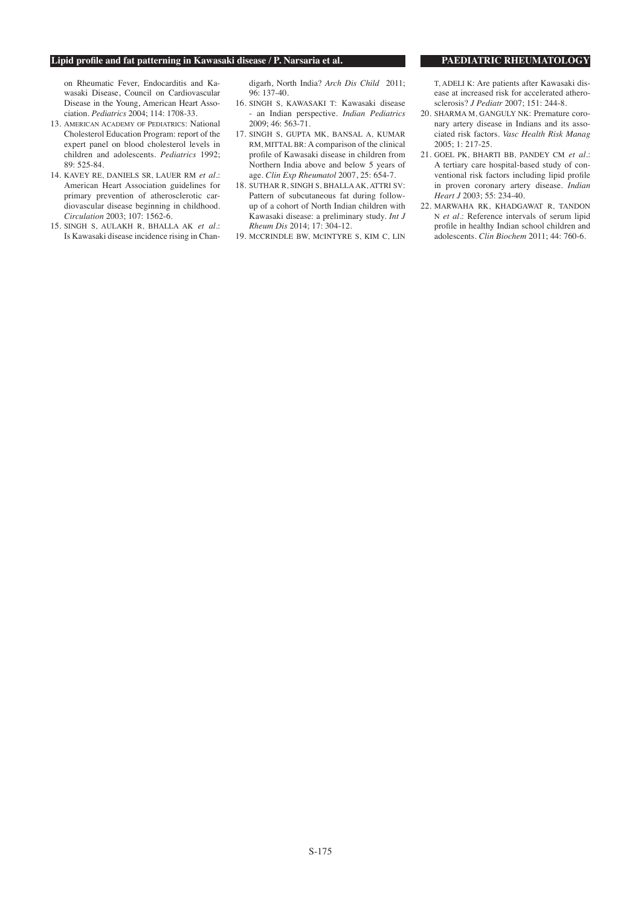on Rheumatic Fever, Endocarditis and Kawasaki Disease, Council on Cardiovascular Disease in the Young, American Heart Association. *Pediatrics* 2004; 114: 1708-33.

13. AMERICAN ACADEMY OF PEDIATRICS: National Cholesterol Education Program: report of the expert panel on blood cholesterol levels in children and adolescents. *Pediatrics* 1992; 89: 525-84.
14. KAVEY RE, DANIELS SR, LAUER RM *et al.*: American Heart Association guidelines for primary prevention of atherosclerotic cardiovascular disease beginning in childhood. *Circulation* 2003; 107: 1562-6.
15. SINGH S, AULAKH R, BHALLA AK *et al.*: Is Kawasaki disease incidence rising in Chandigarh, North India? *Arch Dis Child* 2011; 96: 137-40.
16. SINGH S, KAWASAKI T: Kawasaki disease - an Indian perspective. *Indian Pediatrics* 2009; 46: 563-71.
17. SINGH S, GUPTA MK, BANSAL A, KUMAR RM, MITTAL BR: A comparison of the clinical profile of Kawasaki disease in children from Northern India above and below 5 years of age. *Clin Exp Rheumatol* 2007, 25: 654-7.
18. SUTHAR R, SINGH S, BHALLA AK, ATTRI SV: Pattern of subcutaneous fat during follow-up of a cohort of North Indian children with Kawasaki disease: a preliminary study. *Int J Rheum Dis* 2014; 17: 304-12.
19. MCCRINDLE BW, MCINTYRE S, KIM C, LIN T, ADELI K: Are patients after Kawasaki disease at increased risk for accelerated atherosclerosis? *J Pediatr* 2007; 151: 244-8.
20. SHARMA M, GANGULY NK: Premature coronary artery disease in Indians and its associated risk factors. *Vasc Health Risk Manag* 2005; 1: 217-25.
21. GOEL PK, BHARTI BB, PANDEY CM *et al.*: A tertiary care hospital-based study of conventional risk factors including lipid profile in proven coronary artery disease. *Indian Heart J* 2003; 55: 234-40.
22. MARWAHA RK, KHADGAWAT R, TANDON N *et al.*: Reference intervals of serum lipid profile in healthy Indian school children and adolescents. *Clin Biochem* 2011; 44: 760-6.